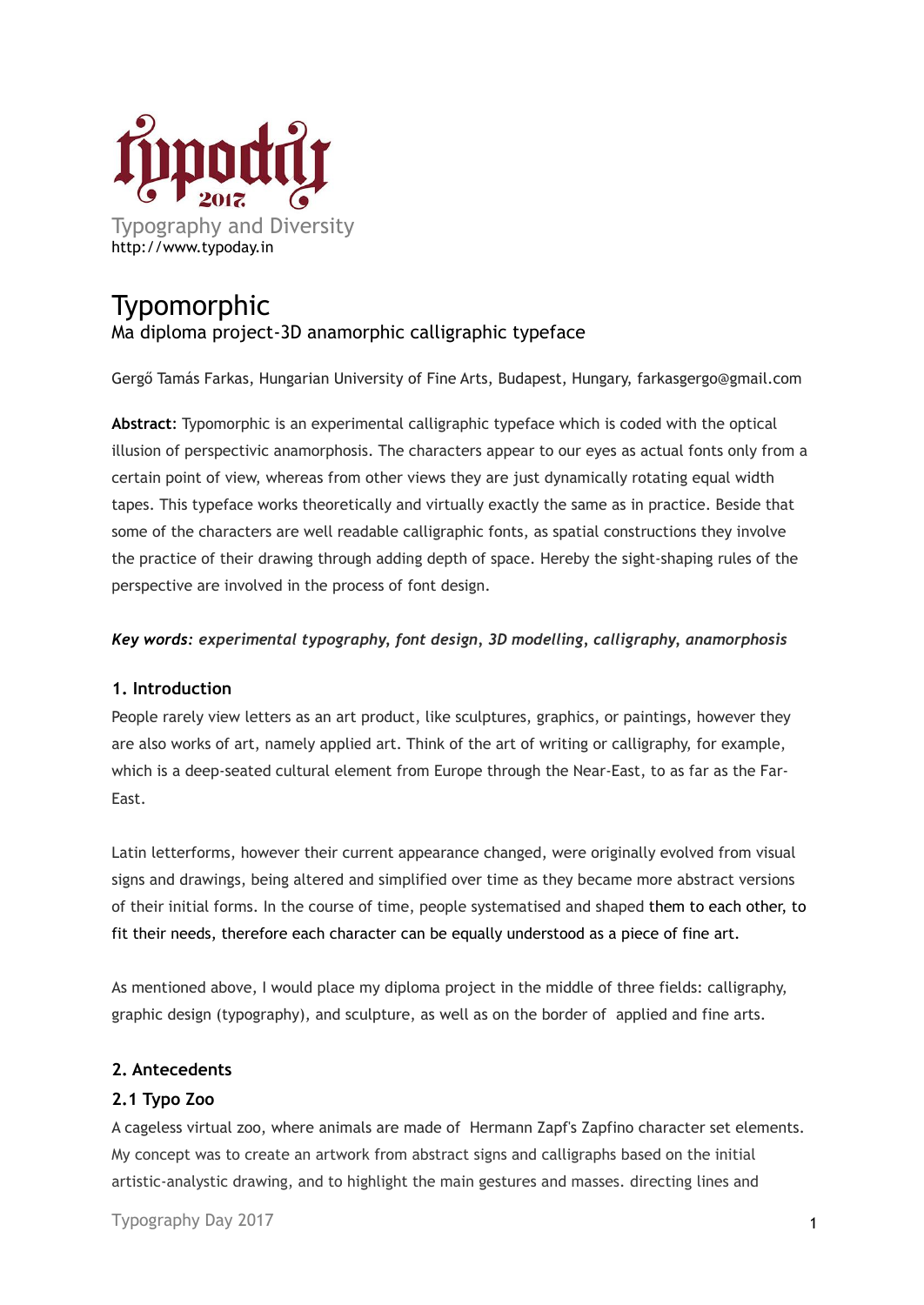typoday 2017

Typography and Diversity

http://www.typoday.in

# Typomorphic

## Ma diploma project-3D anamorphic calligraphic typeface

Gergő Tamás Farkas, Hungarian University of Fine Arts, Budapest, Hungary, farkasgergo@gmail.com

**Abstract**: Typomorphic is an experimental calligraphic typeface which is coded with the optical illusion of perspectivic anamorphosis. The characters appear to our eyes as actual fonts only from a certain point of view, whereas from other views they are just dynamically rotating equal width tapes. This typeface works theoretically and virtually exactly the same as in practice. Beside that some of the characters are well readable calligraphic fonts, as spatial constructions they involve the practice of their drawing through adding depth of space. Hereby the sight-shaping rules of the perspective are involved in the process of font design.

***Key words: experimental typography, font design, 3D modelling, calligraphy, anamorphosis***

### 1. Introduction

People rarely view letters as an art product, like sculptures, graphics, or paintings, however they are also works of art, namely applied art. Think of the art of writing or calligraphy, for example, which is a deep-seated cultural element from Europe through the Near-East, to as far as the Far-East.

Latin letterforms, however their current appearance changed, were originally evolved from visual signs and drawings, being altered and simplified over time as they became more abstract versions of their initial forms. In the course of time, people systematised and shaped them to each other, to fit their needs, therefore each character can be equally understood as a piece of fine art.

As mentioned above, I would place my diploma project in the middle of three fields: calligraphy, graphic design (typography), and sculpture, as well as on the border of applied and fine arts.

### 2. Antecedents

#### 2.1 Typo Zoo

A cageless virtual zoo, where animals are made of Hermann Zapf's Zapfino character set elements. My concept was to create an artwork from abstract signs and calligraphs based on the initial artistic-analystic drawing, and to highlight the main gestures and masses. directing lines and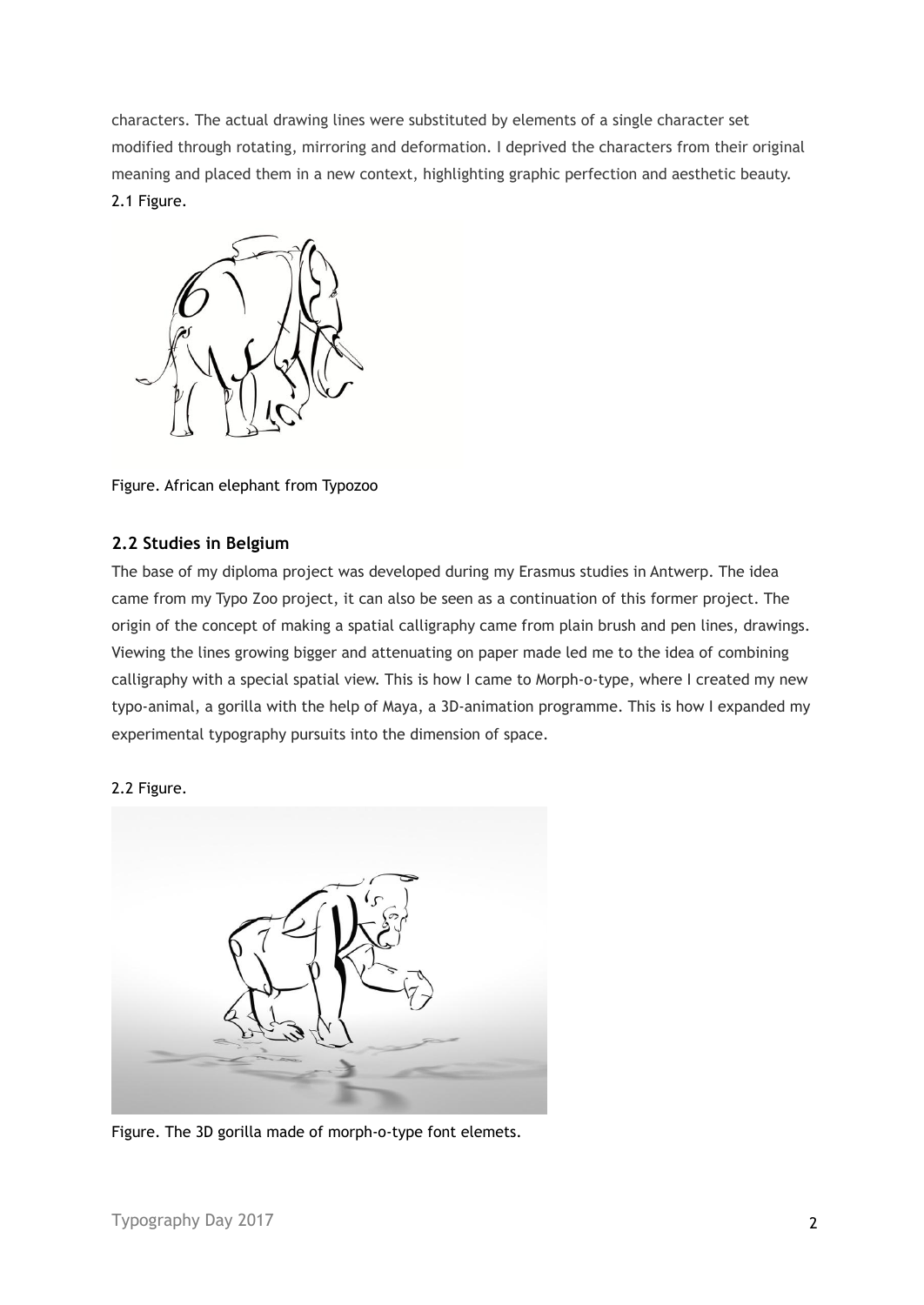characters. The actual drawing lines were substituted by elements of a single character set modified through rotating, mirroring and deformation. I deprived the characters from their original meaning and placed them in a new context, highlighting graphic perfection and aesthetic beauty.

2.1 Figure.

Figure. African elephant from Typozoo

## 2.2 Studies in Belgium

The base of my diploma project was developed during my Erasmus studies in Antwerp. The idea came from my Typo Zoo project, it can also be seen as a continuation of this former project. The origin of the concept of making a spatial calligraphy came from plain brush and pen lines, drawings. Viewing the lines growing bigger and attenuating on paper made led me to the idea of combining calligraphy with a special spatial view. This is how I came to Morph-o-type, where I created my new typo-animal, a gorilla with the help of Maya, a 3D-animation programme. This is how I expanded my experimental typography pursuits into the dimension of space.

2.2 Figure.

Figure. The 3D gorilla made of morph-o-type font elemets.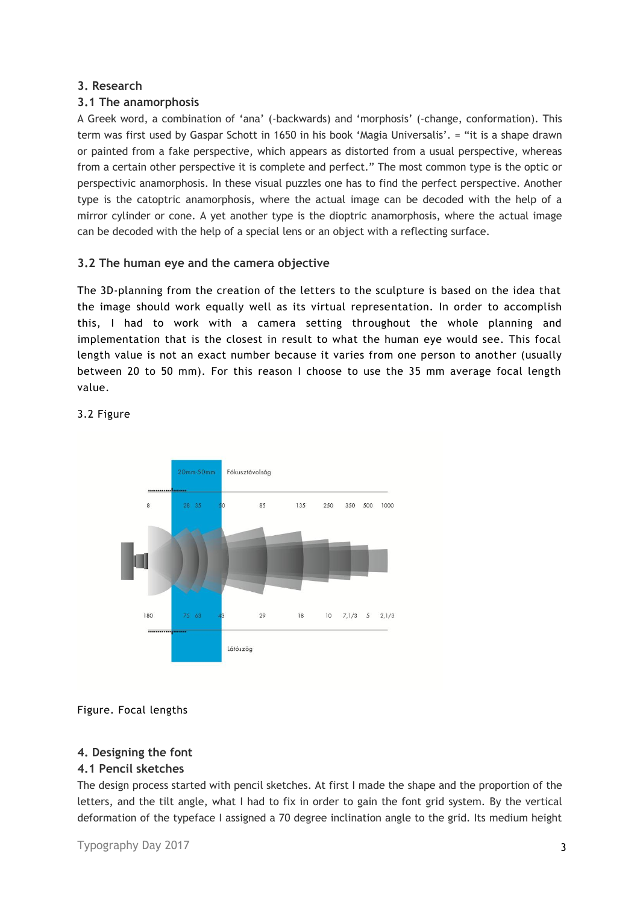## 3. Research

### 3.1 The anamorphosis

A Greek word, a combination of 'ana' (-backwards) and 'morphosis' (-change, conformation). This term was first used by Gaspar Schott in 1650 in his book 'Magia Universalis'. = "it is a shape drawn or painted from a fake perspective, which appears as distorted from a usual perspective, whereas from a certain other perspective it is complete and perfect." The most common type is the optic or perspectivic anamorphosis. In these visual puzzles one has to find the perfect perspective. Another type is the catoptric anamorphosis, where the actual image can be decoded with the help of a mirror cylinder or cone. A yet another type is the dioptric anamorphosis, where the actual image can be decoded with the help of a special lens or an object with a reflecting surface.

### 3.2 The human eye and the camera objective

The 3D-planning from the creation of the letters to the sculpture is based on the idea that the image should work equally well as its virtual representation. In order to accomplish this, I had to work with a camera setting throughout the whole planning and implementation that is the closest in result to what the human eye would see. This focal length value is not an exact number because it varies from one person to another (usually between 20 to 50 mm). For this reason I choose to use the 35 mm average focal length value.

3.2 Figure

20mm-50mm Fókusztávolság

8 28 35 50 85 135 250 350 500 1000

180 75 63 43 29 18 10 7,1/3 5 2,1/3

Látószög

Figure. Focal lengths

## 4. Designing the font

### 4.1 Pencil sketches

The design process started with pencil sketches. At first I made the shape and the proportion of the letters, and the tilt angle, what I had to fix in order to gain the font grid system. By the vertical deformation of the typeface I assigned a 70 degree inclination angle to the grid. Its medium height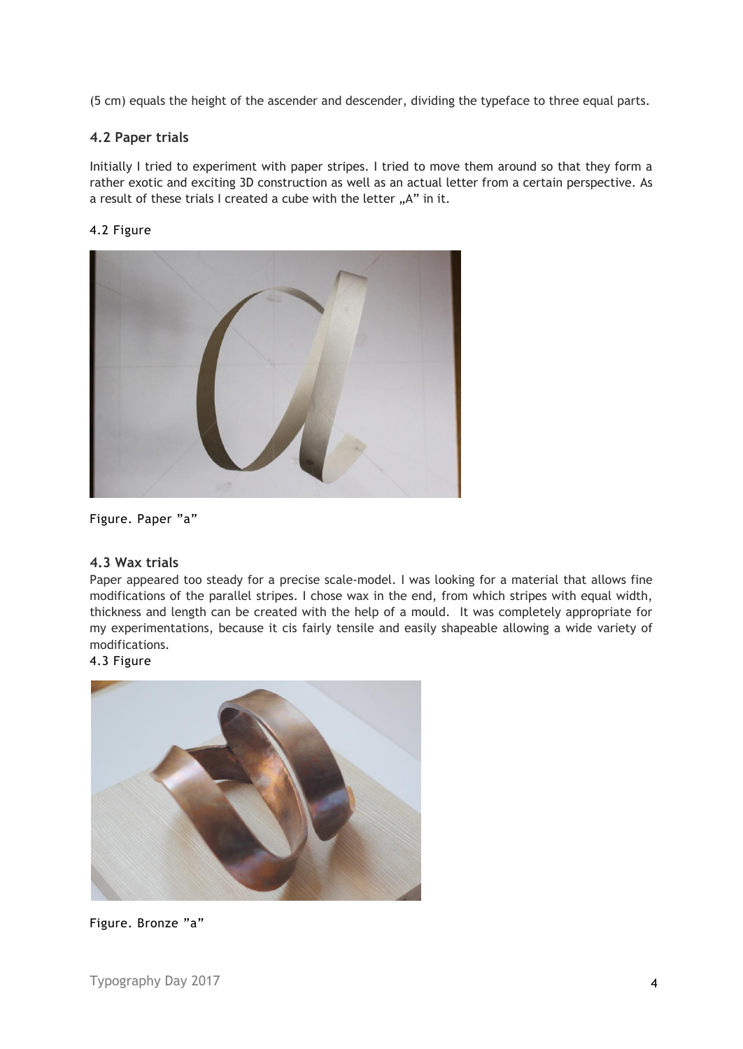(5 cm) equals the height of the ascender and descender, dividing the typeface to three equal parts.

### 4.2 Paper trials

Initially I tried to experiment with paper stripes. I tried to move them around so that they form a rather exotic and exciting 3D construction as well as an actual letter from a certain perspective. As a result of these trials I created a cube with the letter „A" in it.

4.2 Figure

Figure. Paper "a"

### 4.3 Wax trials

Paper appeared too steady for a precise scale-model. I was looking for a material that allows fine modifications of the parallel stripes. I chose wax in the end, from which stripes with equal width, thickness and length can be created with the help of a mould. It was completely appropriate for my experimentations, because it cis fairly tensile and easily shapeable allowing a wide variety of modifications.

4.3 Figure

Figure. Bronze "a"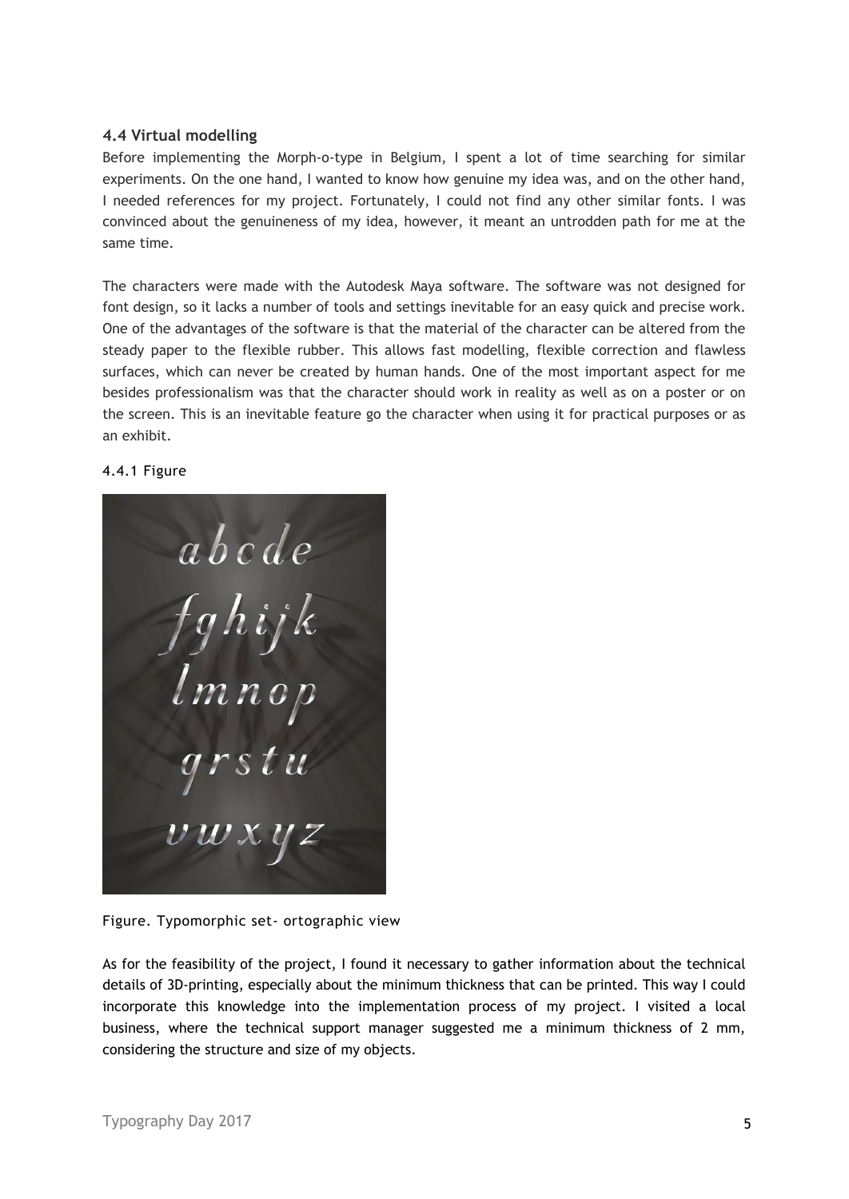### 4.4 Virtual modelling

Before implementing the Morph-o-type in Belgium, I spent a lot of time searching for similar experiments. On the one hand, I wanted to know how genuine my idea was, and on the other hand, I needed references for my project. Fortunately, I could not find any other similar fonts. I was convinced about the genuineness of my idea, however, it meant an untrodden path for me at the same time.

The characters were made with the Autodesk Maya software. The software was not designed for font design, so it lacks a number of tools and settings inevitable for an easy quick and precise work. One of the advantages of the software is that the material of the character can be altered from the steady paper to the flexible rubber. This allows fast modelling, flexible correction and flawless surfaces, which can never be created by human hands. One of the most important aspect for me besides professionalism was that the character should work in reality as well as on a poster or on the screen. This is an inevitable feature go the character when using it for practical purposes or as an exhibit.

4.4.1 Figure

Figure. Typomorphic set- ortographic view

As for the feasibility of the project, I found it necessary to gather information about the technical details of 3D-printing, especially about the minimum thickness that can be printed. This way I could incorporate this knowledge into the implementation process of my project. I visited a local business, where the technical support manager suggested me a minimum thickness of 2 mm, considering the structure and size of my objects.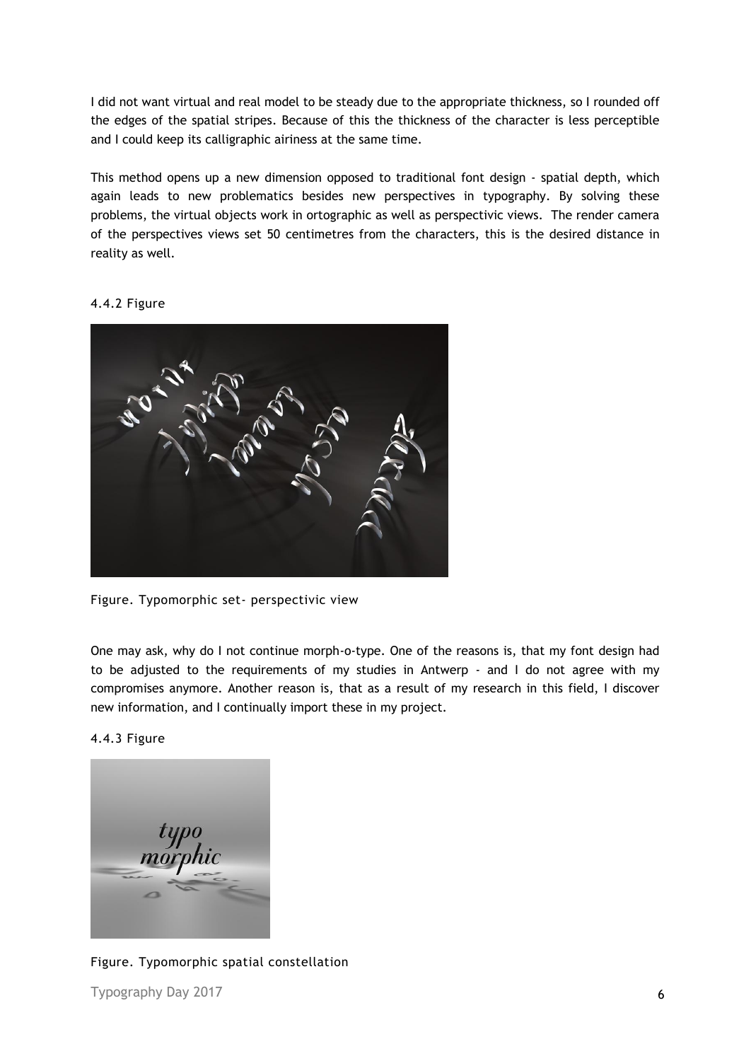I did not want virtual and real model to be steady due to the appropriate thickness, so I rounded off the edges of the spatial stripes. Because of this the thickness of the character is less perceptible and I could keep its calligraphic airiness at the same time.

This method opens up a new dimension opposed to traditional font design - spatial depth, which again leads to new problematics besides new perspectives in typography. By solving these problems, the virtual objects work in ortographic as well as perspectivic views. The render camera of the perspectives views set 50 centimetres from the characters, this is the desired distance in reality as well.

4.4.2 Figure

Figure. Typomorphic set- perspectivic view

One may ask, why do I not continue morph-o-type. One of the reasons is, that my font design had to be adjusted to the requirements of my studies in Antwerp - and I do not agree with my compromises anymore. Another reason is, that as a result of my research in this field, I discover new information, and I continually import these in my project.

4.4.3 Figure

Figure. Typomorphic spatial constellation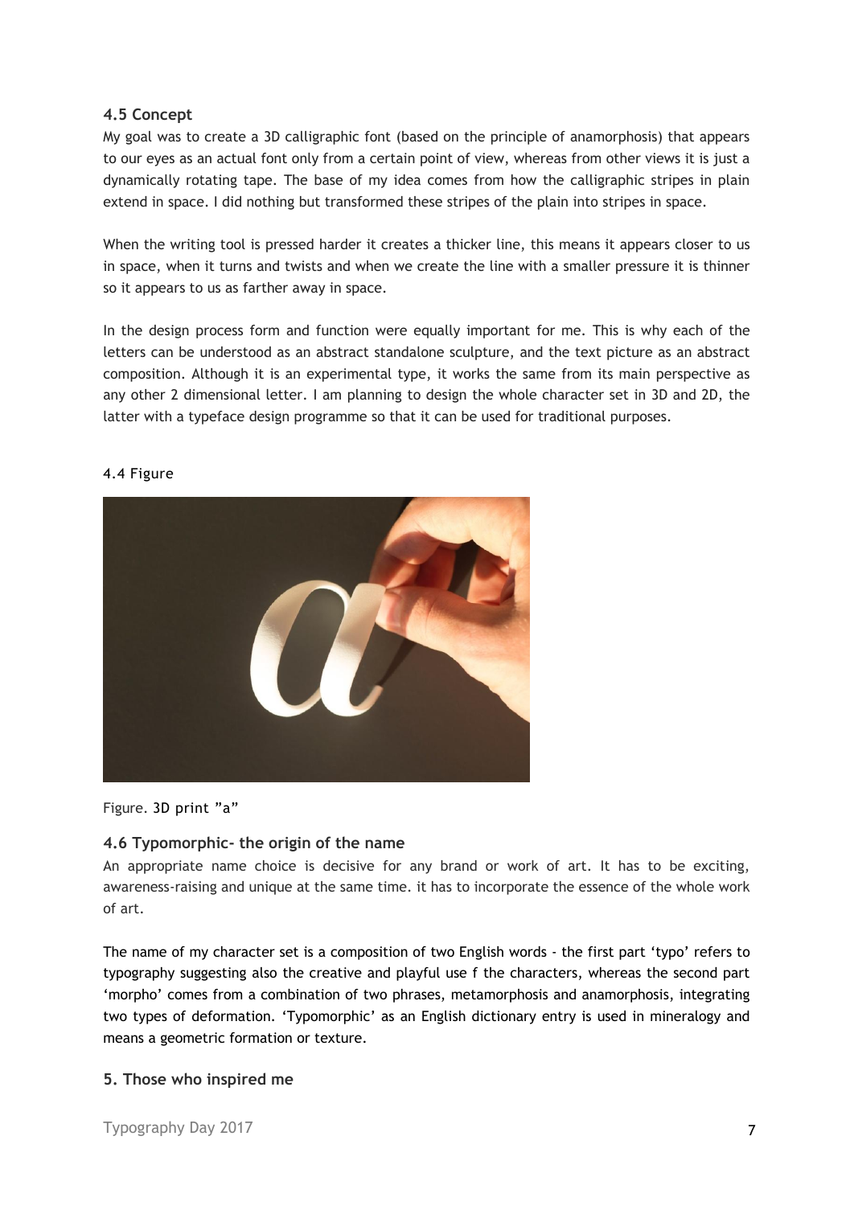### 4.5 Concept

My goal was to create a 3D calligraphic font (based on the principle of anamorphosis) that appears to our eyes as an actual font only from a certain point of view, whereas from other views it is just a dynamically rotating tape. The base of my idea comes from how the calligraphic stripes in plain extend in space. I did nothing but transformed these stripes of the plain into stripes in space.

When the writing tool is pressed harder it creates a thicker line, this means it appears closer to us in space, when it turns and twists and when we create the line with a smaller pressure it is thinner so it appears to us as farther away in space.

In the design process form and function were equally important for me. This is why each of the letters can be understood as an abstract standalone sculpture, and the text picture as an abstract composition. Although it is an experimental type, it works the same from its main perspective as any other 2 dimensional letter. I am planning to design the whole character set in 3D and 2D, the latter with a typeface design programme so that it can be used for traditional purposes.

4.4 Figure

Figure. 3D print "a"

### 4.6 Typomorphic- the origin of the name

An appropriate name choice is decisive for any brand or work of art. It has to be exciting, awareness-raising and unique at the same time. it has to incorporate the essence of the whole work of art.

The name of my character set is a composition of two English words - the first part 'typo' refers to typography suggesting also the creative and playful use f the characters, whereas the second part 'morpho' comes from a combination of two phrases, metamorphosis and anamorphosis, integrating two types of deformation. 'Typomorphic' as an English dictionary entry is used in mineralogy and means a geometric formation or texture.

### 5. Those who inspired me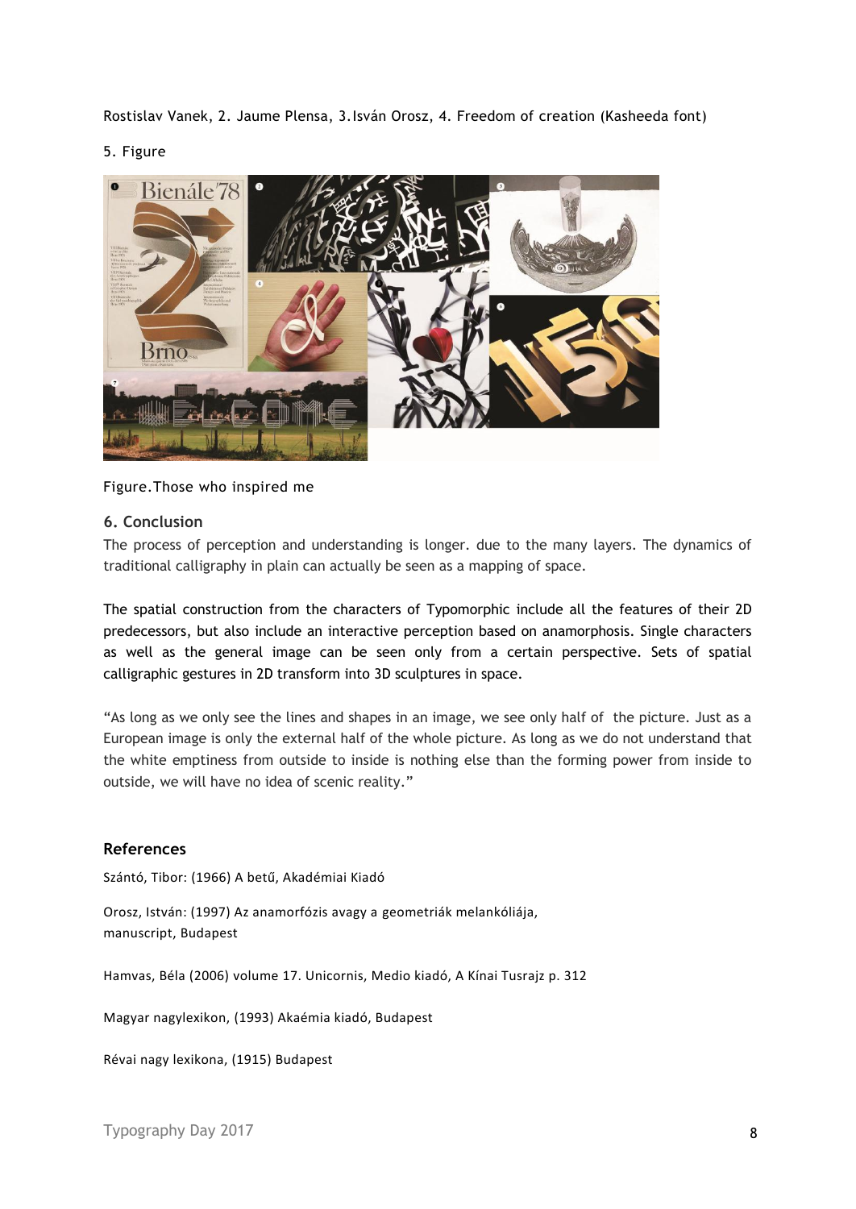Rostislav Vanek, 2. Jaume Plensa, 3.Isván Orosz, 4. Freedom of creation (Kasheeda font)

5. Figure

Figure.Those who inspired me

## 6. Conclusion

The process of perception and understanding is longer. due to the many layers. The dynamics of traditional calligraphy in plain can actually be seen as a mapping of space.

The spatial construction from the characters of Typomorphic include all the features of their 2D predecessors, but also include an interactive perception based on anamorphosis. Single characters as well as the general image can be seen only from a certain perspective. Sets of spatial calligraphic gestures in 2D transform into 3D sculptures in space.

"As long as we only see the lines and shapes in an image, we see only half of the picture. Just as a European image is only the external half of the whole picture. As long as we do not understand that the white emptiness from outside to inside is nothing else than the forming power from inside to outside, we will have no idea of scenic reality."

## References

Szántó, Tibor: (1966) A betű, Akadémiai Kiadó

Orosz, István: (1997) Az anamorfózis avagy a geometriák melankóliája, manuscript, Budapest

Hamvas, Béla (2006) volume 17. Unicornis, Medio kiadó, A Kínai Tusrajz p. 312

Magyar nagylexikon, (1993) Akaémia kiadó, Budapest

Révai nagy lexikona, (1915) Budapest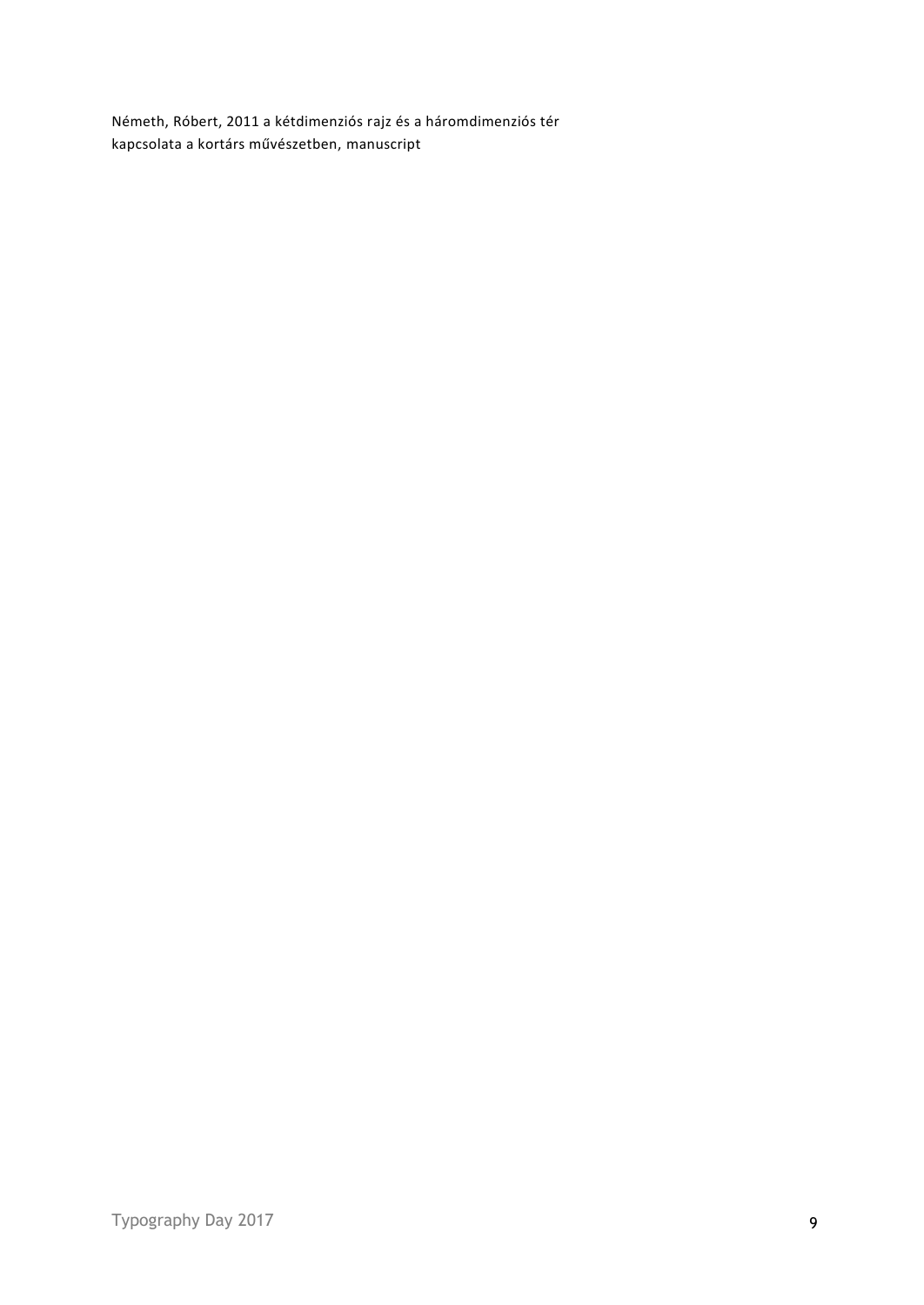Németh, Róbert, 2011 a kétdimenziós rajz és a háromdimenziós tér kapcsolata a kortárs művészetben, manuscript